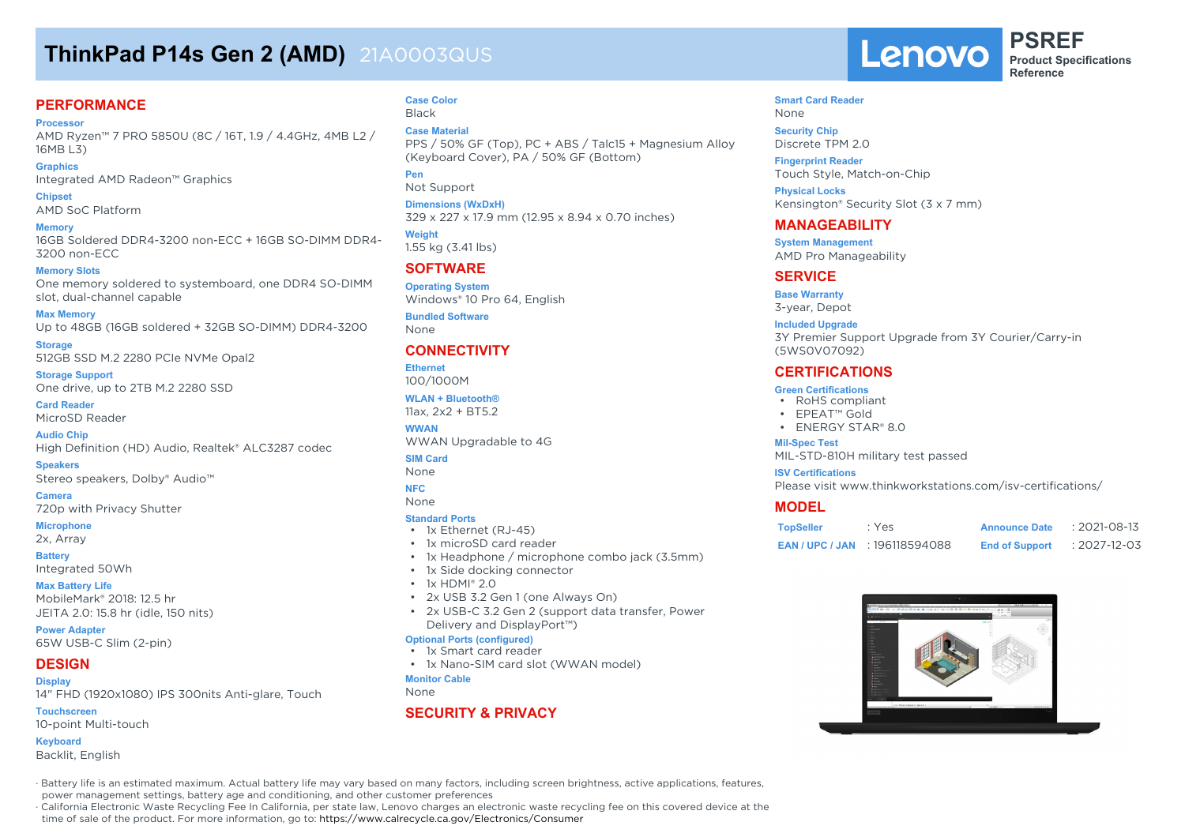# ThinkPad P14s Gen 2 (AMD) 21A0003QUS

Lenovo PSREF Product Specifications Reference

## PERFORMANCE

**Processor**
AMD Ryzen™ 7 PRO 5850U (8C / 16T, 1.9 / 4.4GHz, 4MB L2 / 16MB L3)

**Graphics**
Integrated AMD Radeon™ Graphics

**Chipset**
AMD SoC Platform

**Memory**
16GB Soldered DDR4-3200 non-ECC + 16GB SO-DIMM DDR4-3200 non-ECC

**Memory Slots**
One memory soldered to systemboard, one DDR4 SO-DIMM slot, dual-channel capable

**Max Memory**
Up to 48GB (16GB soldered + 32GB SO-DIMM) DDR4-3200

**Storage**
512GB SSD M.2 2280 PCIe NVMe Opal2

**Storage Support**
One drive, up to 2TB M.2 2280 SSD

**Card Reader**
MicroSD Reader

**Audio Chip**
High Definition (HD) Audio, Realtek® ALC3287 codec

**Speakers**
Stereo speakers, Dolby® Audio™

**Camera**
720p with Privacy Shutter

**Microphone**
2x, Array

**Battery**
Integrated 50Wh

**Max Battery Life**
MobileMark® 2018: 12.5 hr
JEITA 2.0: 15.8 hr (idle, 150 nits)

**Power Adapter**
65W USB-C Slim (2-pin)

## DESIGN

**Display**
14" FHD (1920x1080) IPS 300nits Anti-glare, Touch

**Touchscreen**
10-point Multi-touch

**Keyboard**
Backlit, English

**Case Color**
Black

**Case Material**
PPS / 50% GF (Top), PC + ABS / Talc15 + Magnesium Alloy (Keyboard Cover), PA / 50% GF (Bottom)

**Pen**
Not Support

**Dimensions (WxDxH)**
329 x 227 x 17.9 mm (12.95 x 8.94 x 0.70 inches)

**Weight**
1.55 kg (3.41 lbs)

## SOFTWARE

**Operating System**
Windows® 10 Pro 64, English

**Bundled Software**
None

## CONNECTIVITY

**Ethernet**
100/1000M

**WLAN + Bluetooth®**
11ax, 2x2 + BT5.2

**WWAN**
WWAN Upgradable to 4G

**SIM Card**
None

**NFC**
None

**Standard Ports**
- 1x Ethernet (RJ-45)
- 1x microSD card reader
- 1x Headphone / microphone combo jack (3.5mm)
- 1x Side docking connector
- 1x HDMI® 2.0
- 2x USB 3.2 Gen 1 (one Always On)
- 2x USB-C 3.2 Gen 2 (support data transfer, Power Delivery and DisplayPort™)

**Optional Ports (configured)**
- 1x Smart card reader
- 1x Nano-SIM card slot (WWAN model)

**Monitor Cable**
None

## SECURITY & PRIVACY

**Smart Card Reader**
None

**Security Chip**
Discrete TPM 2.0

**Fingerprint Reader**
Touch Style, Match-on-Chip

**Physical Locks**
Kensington® Security Slot (3 x 7 mm)

## MANAGEABILITY

**System Management**
AMD Pro Manageability

## SERVICE

**Base Warranty**
3-year, Depot

**Included Upgrade**
3Y Premier Support Upgrade from 3Y Courier/Carry-in (5WS0V07092)

## CERTIFICATIONS

**Green Certifications**
- RoHS compliant
- EPEAT™ Gold
- ENERGY STAR® 8.0

**Mil-Spec Test**
MIL-STD-810H military test passed

**ISV Certifications**
Please visit www.thinkworkstations.com/isv-certifications/

## MODEL

| | | | |
|---|---|---|---|
| **TopSeller** | : Yes | **Announce Date** | : 2021-08-13 |
| **EAN / UPC / JAN** | : 196118594088 | **End of Support** | : 2027-12-03 |

· Battery life is an estimated maximum. Actual battery life may vary based on many factors, including screen brightness, active applications, features, power management settings, battery age and conditioning, and other customer preferences
· California Electronic Waste Recycling Fee In California, per state law, Lenovo charges an electronic waste recycling fee on this covered device at the time of sale of the product. For more information, go to: https://www.calrecycle.ca.gov/Electronics/Consumer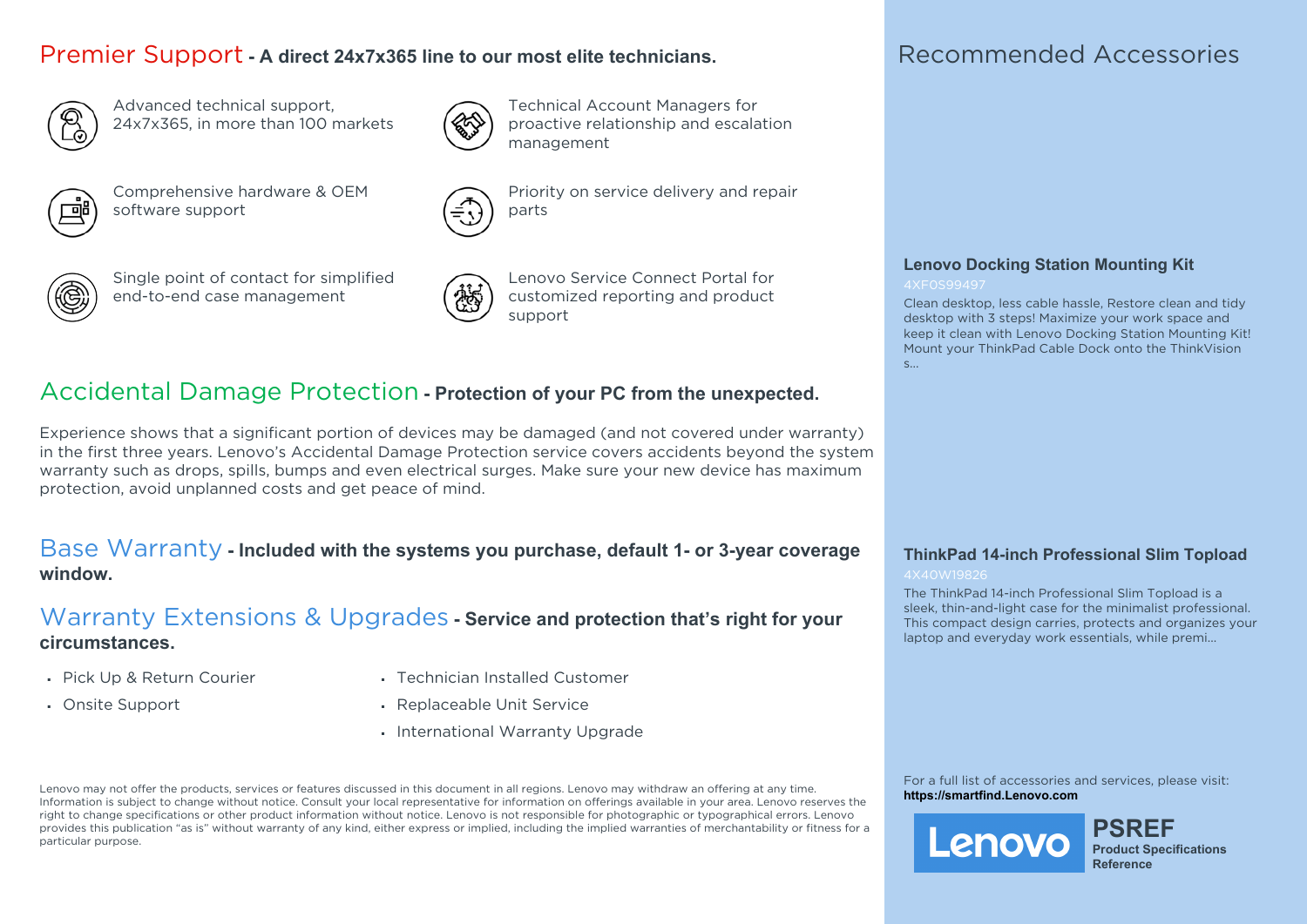## Premier Support - A direct 24x7x365 line to our most elite technicians.

- Advanced technical support, 24x7x365, in more than 100 markets
- Technical Account Managers for proactive relationship and escalation management
- Comprehensive hardware & OEM software support
- Priority on service delivery and repair parts
- Single point of contact for simplified end-to-end case management
- Lenovo Service Connect Portal for customized reporting and product support

## Accidental Damage Protection - Protection of your PC from the unexpected.

Experience shows that a significant portion of devices may be damaged (and not covered under warranty) in the first three years. Lenovo's Accidental Damage Protection service covers accidents beyond the system warranty such as drops, spills, bumps and even electrical surges. Make sure your new device has maximum protection, avoid unplanned costs and get peace of mind.

## Base Warranty - Included with the systems you purchase, default 1- or 3-year coverage window.

## Warranty Extensions & Upgrades - Service and protection that's right for your circumstances.

- Pick Up & Return Courier
- Onsite Support
- Technician Installed Customer
- Replaceable Unit Service
- International Warranty Upgrade

Lenovo may not offer the products, services or features discussed in this document in all regions. Lenovo may withdraw an offering at any time. Information is subject to change without notice. Consult your local representative for information on offerings available in your area. Lenovo reserves the right to change specifications or other product information without notice. Lenovo is not responsible for photographic or typographical errors. Lenovo provides this publication "as is" without warranty of any kind, either express or implied, including the implied warranties of merchantability or fitness for a particular purpose.

## Recommended Accessories

### Lenovo Docking Station Mounting Kit

4XF0S99497

Clean desktop, less cable hassle, Restore clean and tidy desktop with 3 steps! Maximize your work space and keep it clean with Lenovo Docking Station Mounting Kit! Mount your ThinkPad Cable Dock onto the ThinkVision s...

### ThinkPad 14-inch Professional Slim Topload

4X40W19826

The ThinkPad 14-inch Professional Slim Topload is a sleek, thin-and-light case for the minimalist professional. This compact design carries, protects and organizes your laptop and everyday work essentials, while premi...

For a full list of accessories and services, please visit: **https://smartfind.Lenovo.com**

Lenovo **PSREF** Product Specifications Reference